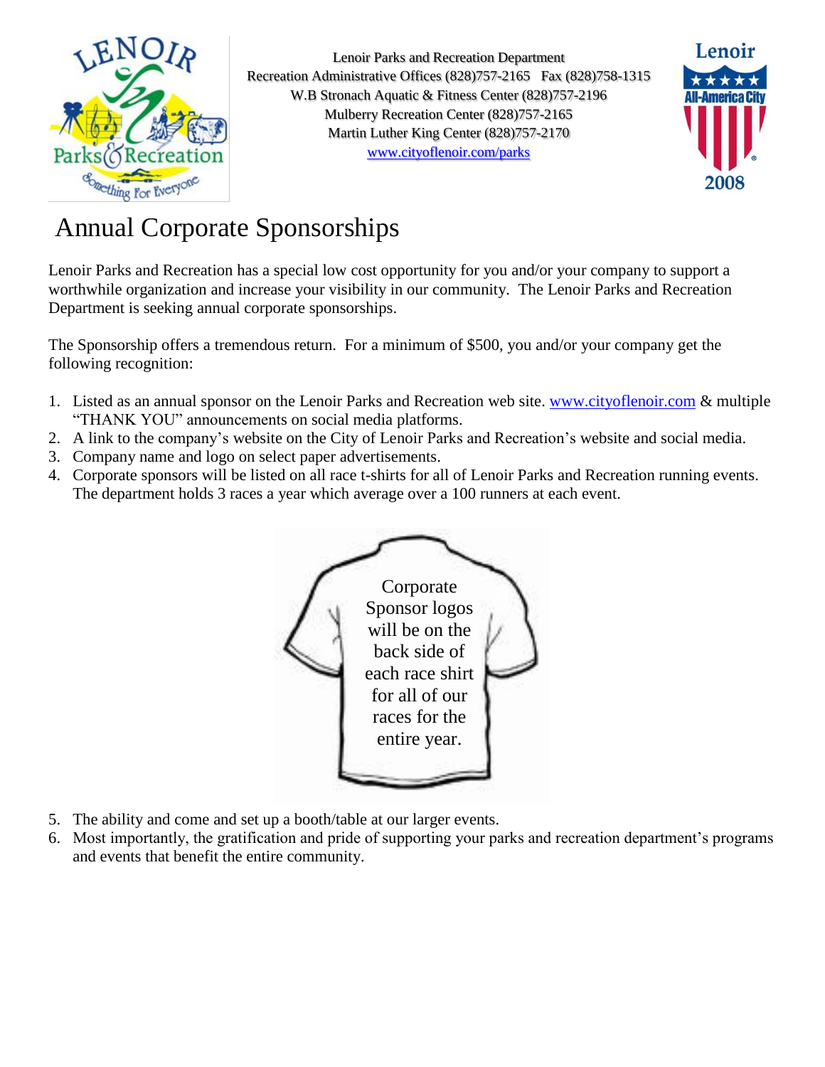Lenoir Parks and Recreation Department
Recreation Administrative Offices (828)757-2165 Fax (828)758-1315
W.B Stronach Aquatic & Fitness Center (828)757-2196
Mulberry Recreation Center (828)757-2165
Martin Luther King Center (828)757-2170
www.cityoflenoir.com/parks

# Annual Corporate Sponsorships

Lenoir Parks and Recreation has a special low cost opportunity for you and/or your company to support a worthwhile organization and increase your visibility in our community. The Lenoir Parks and Recreation Department is seeking annual corporate sponsorships.

The Sponsorship offers a tremendous return. For a minimum of $500, you and/or your company get the following recognition:

1. Listed as an annual sponsor on the Lenoir Parks and Recreation web site. www.cityoflenoir.com & multiple "THANK YOU" announcements on social media platforms.
2. A link to the company's website on the City of Lenoir Parks and Recreation's website and social media.
3. Company name and logo on select paper advertisements.
4. Corporate sponsors will be listed on all race t-shirts for all of Lenoir Parks and Recreation running events. The department holds 3 races a year which average over a 100 runners at each event.

Corporate Sponsor logos will be on the back side of each race shirt for all of our races for the entire year.

5. The ability and come and set up a booth/table at our larger events.
6. Most importantly, the gratification and pride of supporting your parks and recreation department's programs and events that benefit the entire community.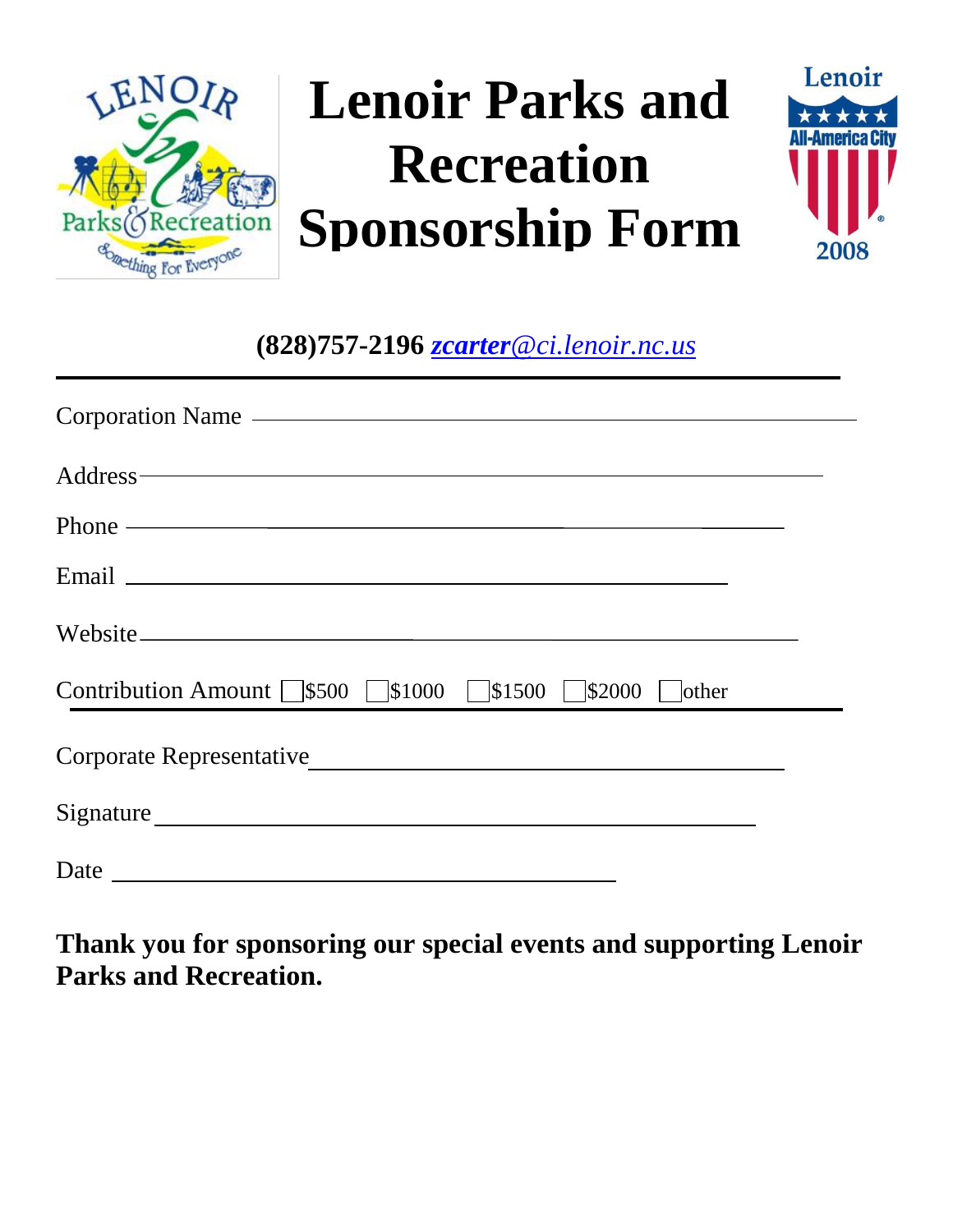# Lenoir Parks and Recreation Sponsorship Form

**(828)757-2196** ***zcarter****@ci.lenoir.nc.us*

---

Corporation Name ______________________________________________

Address ______________________________________________

Phone ______________________________________________

Email ______________________________________________

Website ______________________________________________

Contribution Amount ☐ $500 ☐ $1000 ☐ $1500 ☐ $2000 ☐ other

---

Corporate Representative ______________________________________________

Signature ______________________________________________

Date ______________________________________________

**Thank you for sponsoring our special events and supporting Lenoir Parks and Recreation.**